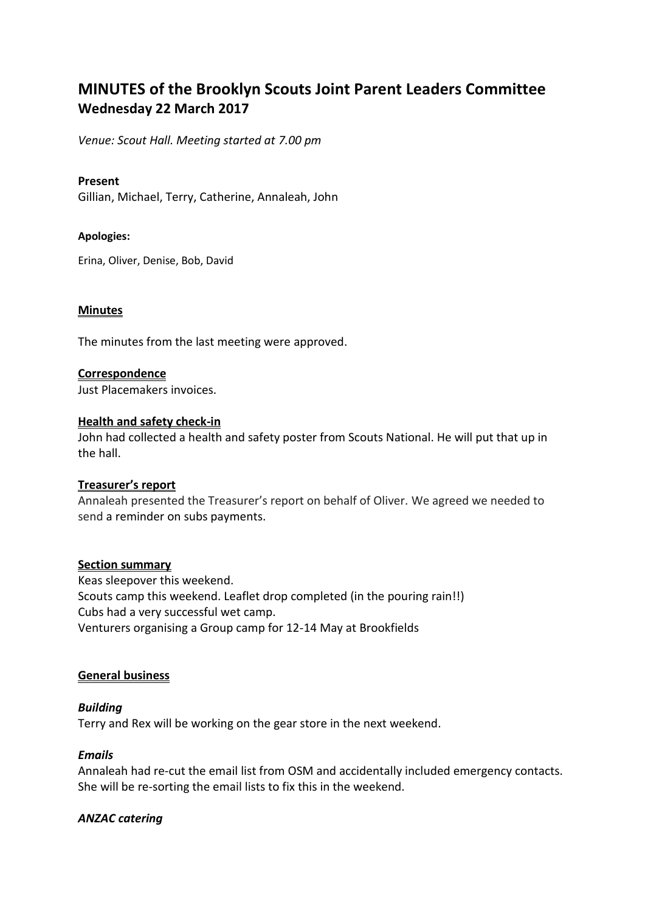# MINUTES of the Brooklyn Scouts Joint Parent Leaders Committee
## Wednesday 22 March 2017

*Venue: Scout Hall. Meeting started at 7.00 pm*

**Present**

Gillian, Michael, Terry, Catherine, Annaleah, John

**Apologies:**

Erina, Oliver, Denise, Bob, David

**Minutes**

The minutes from the last meeting were approved.

**Correspondence**

Just Placemakers invoices.

**Health and safety check-in**

John had collected a health and safety poster from Scouts National. He will put that up in the hall.

**Treasurer's report**

Annaleah presented the Treasurer's report on behalf of Oliver. We agreed we needed to send a reminder on subs payments.

**Section summary**

Keas sleepover this weekend.
Scouts camp this weekend. Leaflet drop completed (in the pouring rain!!)
Cubs had a very successful wet camp.
Venturers organising a Group camp for 12-14 May at Brookfields

**General business**

***Building***

Terry and Rex will be working on the gear store in the next weekend.

***Emails***

Annaleah had re-cut the email list from OSM and accidentally included emergency contacts. She will be re-sorting the email lists to fix this in the weekend.

***ANZAC catering***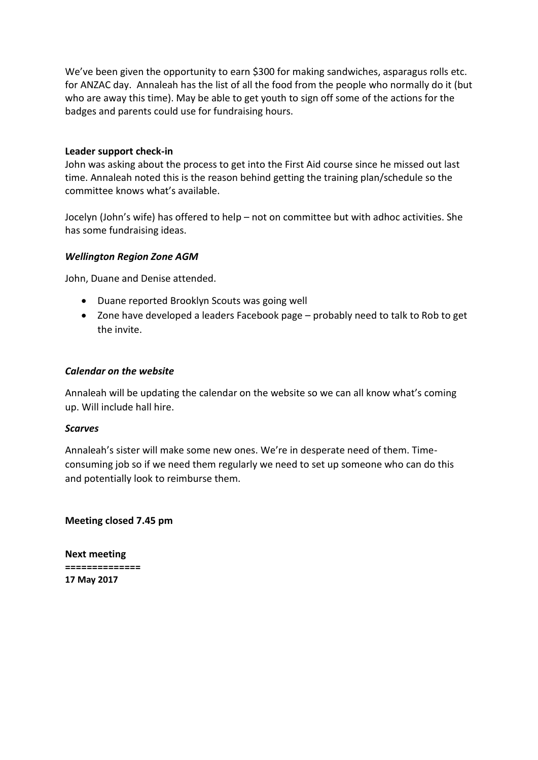We've been given the opportunity to earn $300 for making sandwiches, asparagus rolls etc. for ANZAC day. Annaleah has the list of all the food from the people who normally do it (but who are away this time). May be able to get youth to sign off some of the actions for the badges and parents could use for fundraising hours.

**Leader support check-in**

John was asking about the process to get into the First Aid course since he missed out last time. Annaleah noted this is the reason behind getting the training plan/schedule so the committee knows what's available.

Jocelyn (John's wife) has offered to help – not on committee but with adhoc activities. She has some fundraising ideas.

***Wellington Region Zone AGM***

John, Duane and Denise attended.

- Duane reported Brooklyn Scouts was going well
- Zone have developed a leaders Facebook page – probably need to talk to Rob to get the invite.

***Calendar on the website***

Annaleah will be updating the calendar on the website so we can all know what's coming up. Will include hall hire.

***Scarves***

Annaleah's sister will make some new ones. We're in desperate need of them. Time-consuming job so if we need them regularly we need to set up someone who can do this and potentially look to reimburse them.

**Meeting closed 7.45 pm**

**Next meeting**
**==============**
**17 May 2017**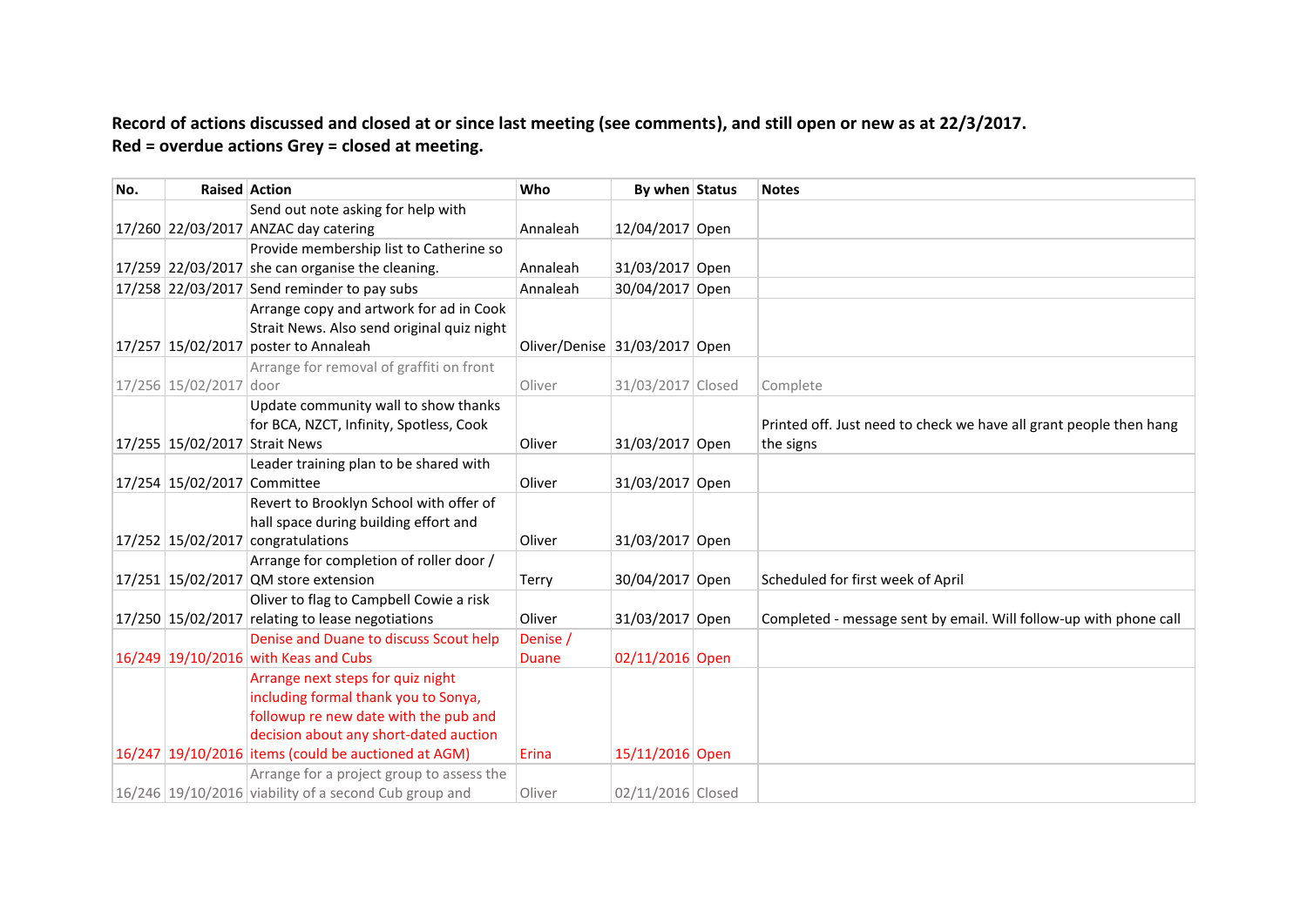**Record of actions discussed and closed at or since last meeting (see comments), and still open or new as at 22/3/2017.**
**Red = overdue actions Grey = closed at meeting.**

| No. | Raised | Action | Who | By when | Status | Notes |
|---|---|---|---|---|---|---|
| 17/260 | 22/03/2017 | Send out note asking for help with ANZAC day catering | Annaleah | 12/04/2017 | Open | |
| 17/259 | 22/03/2017 | Provide membership list to Catherine so she can organise the cleaning. | Annaleah | 31/03/2017 | Open | |
| 17/258 | 22/03/2017 | Send reminder to pay subs | Annaleah | 30/04/2017 | Open | |
| 17/257 | 15/02/2017 | Arrange copy and artwork for ad in Cook Strait News. Also send original quiz night poster to Annaleah | Oliver/Denise | 31/03/2017 | Open | |
| 17/256 | 15/02/2017 | Arrange for removal of graffiti on front door | Oliver | 31/03/2017 | Closed | Complete |
| 17/255 | 15/02/2017 | Update community wall to show thanks for BCA, NZCT, Infinity, Spotless, Cook Strait News | Oliver | 31/03/2017 | Open | Printed off. Just need to check we have all grant people then hang the signs |
| 17/254 | 15/02/2017 | Leader training plan to be shared with Committee | Oliver | 31/03/2017 | Open | |
| 17/252 | 15/02/2017 | Revert to Brooklyn School with offer of hall space during building effort and congratulations | Oliver | 31/03/2017 | Open | |
| 17/251 | 15/02/2017 | Arrange for completion of roller door / QM store extension | Terry | 30/04/2017 | Open | Scheduled for first week of April |
| 17/250 | 15/02/2017 | Oliver to flag to Campbell Cowie a risk relating to lease negotiations | Oliver | 31/03/2017 | Open | Completed - message sent by email. Will follow-up with phone call |
| 16/249 | 19/10/2016 | Denise and Duane to discuss Scout help with Keas and Cubs | Denise / Duane | 02/11/2016 | Open | |
| 16/247 | 19/10/2016 | Arrange next steps for quiz night including formal thank you to Sonya, followup re new date with the pub and decision about any short-dated auction items (could be auctioned at AGM) | Erina | 15/11/2016 | Open | |
| 16/246 | 19/10/2016 | Arrange for a project group to assess the viability of a second Cub group and | Oliver | 02/11/2016 | Closed | |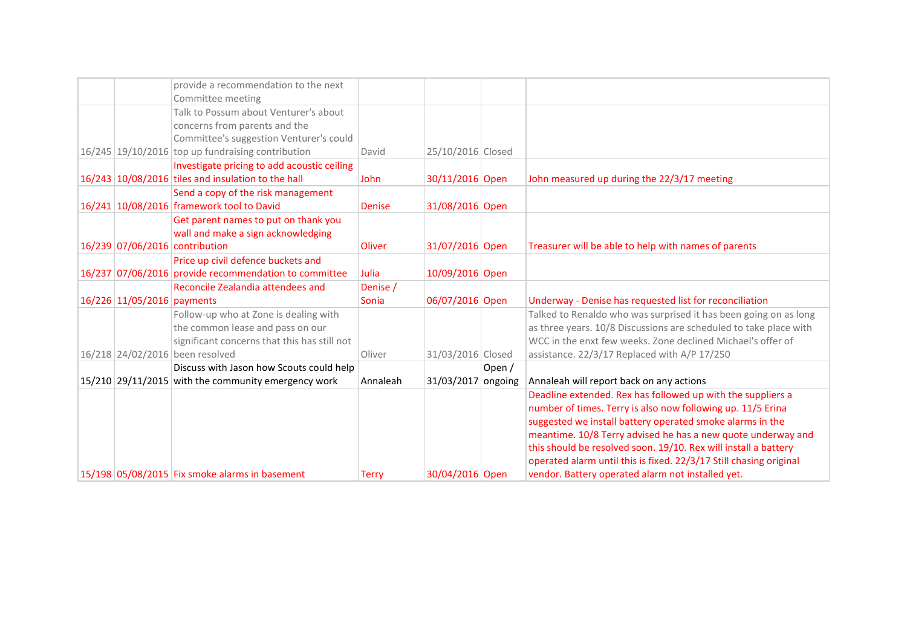|  |  |  |  |  |  |  |
|---|---|---|---|---|---|---|
|  |  | provide a recommendation to the next Committee meeting |  |  |  |  |
| 16/245 | 19/10/2016 | Talk to Possum about Venturer's about concerns from parents and the Committee's suggestion Venturer's could top up fundraising contribution | David | 25/10/2016 | Closed |  |
| 16/243 | 10/08/2016 | Investigate pricing to add acoustic ceiling tiles and insulation to the hall | John | 30/11/2016 | Open | John measured up during the 22/3/17 meeting |
| 16/241 | 10/08/2016 | Send a copy of the risk management framework tool to David | Denise | 31/08/2016 | Open |  |
| 16/239 | 07/06/2016 | Get parent names to put on thank you wall and make a sign acknowledging contribution | Oliver | 31/07/2016 | Open | Treasurer will be able to help with names of parents |
| 16/237 | 07/06/2016 | Price up civil defence buckets and provide recommendation to committee | Julia | 10/09/2016 | Open |  |
| 16/226 | 11/05/2016 | Reconcile Zealandia attendees and payments | Denise / Sonia | 06/07/2016 | Open | Underway - Denise has requested list for reconciliation |
| 16/218 | 24/02/2016 | Follow-up who at Zone is dealing with the common lease and pass on our significant concerns that this has still not been resolved | Oliver | 31/03/2016 | Closed | Talked to Renaldo who was surprised it has been going on as long as three years. 10/8 Discussions are scheduled to take place with WCC in the enxt few weeks. Zone declined Michael's offer of assistance. 22/3/17 Replaced with A/P 17/250 |
| 15/210 | 29/11/2015 | Discuss with Jason how Scouts could help with the community emergency work | Annaleah | 31/03/2017 | Open / ongoing | Annaleah will report back on any actions |
| 15/198 | 05/08/2015 | Fix smoke alarms in basement | Terry | 30/04/2016 | Open | Deadline extended. Rex has followed up with the suppliers a number of times. Terry is also now following up. 11/5 Erina suggested we install battery operated smoke alarms in the meantime. 10/8 Terry advised he has a new quote underway and this should be resolved soon. 19/10. Rex will install a battery operated alarm until this is fixed. 22/3/17 Still chasing original vendor. Battery operated alarm not installed yet. |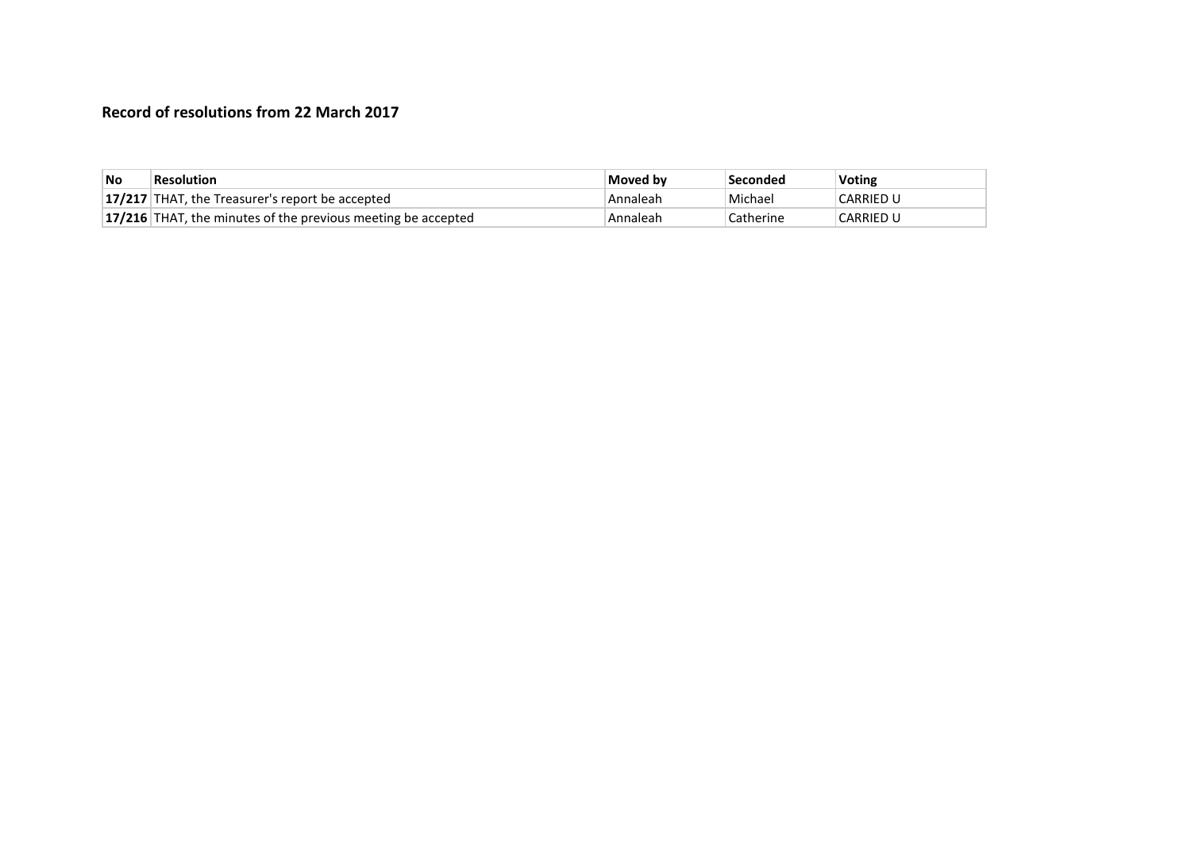## Record of resolutions from 22 March 2017

| No | Resolution | Moved by | Seconded | Voting |
|---|---|---|---|---|
| **17/217** | THAT, the Treasurer's report be accepted | Annaleah | Michael | CARRIED U |
| **17/216** | THAT, the minutes of the previous meeting be accepted | Annaleah | Catherine | CARRIED U |